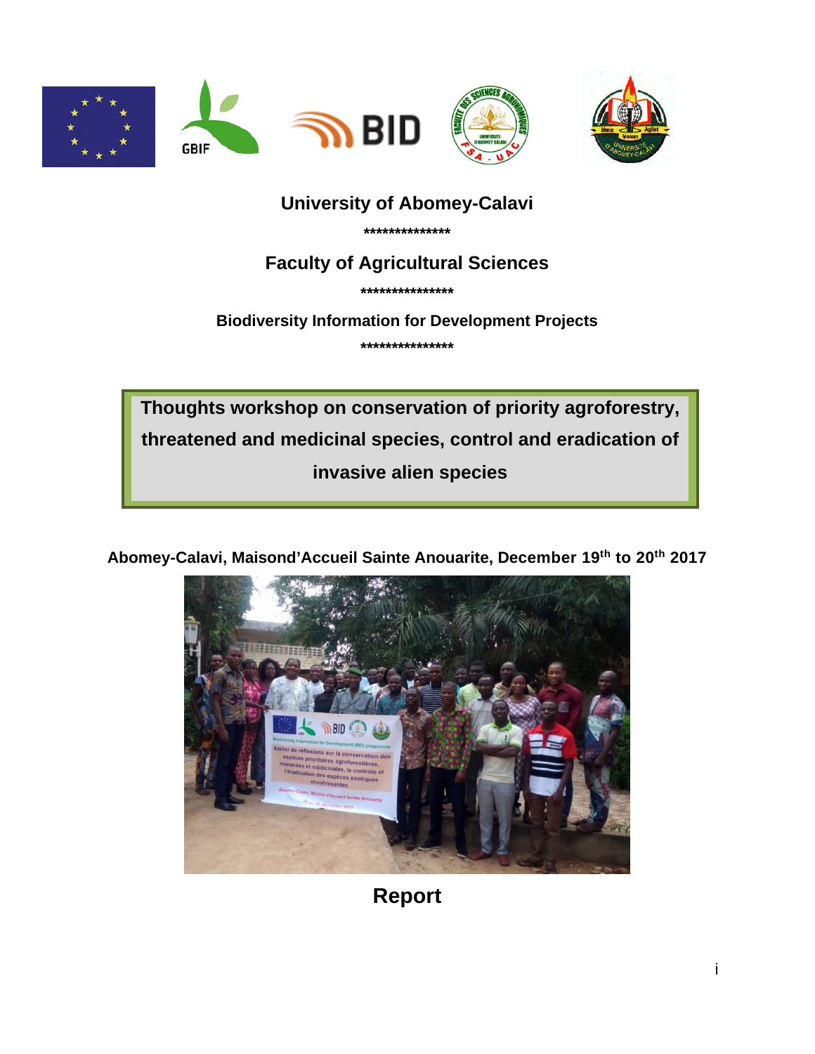**University of Abomey-Calavi**

**\*\*\*\*\*\*\*\*\*\*\*\*\*\***

**Faculty of Agricultural Sciences**

**\*\*\*\*\*\*\*\*\*\*\*\*\*\*\***

**Biodiversity Information for Development Projects**

**\*\*\*\*\*\*\*\*\*\*\*\*\*\*\***

# Thoughts workshop on conservation of priority agroforestry, threatened and medicinal species, control and eradication of invasive alien species

**Abomey-Calavi, Maisond'Accueil Sainte Anouarite, December 19th to 20th 2017**

## Report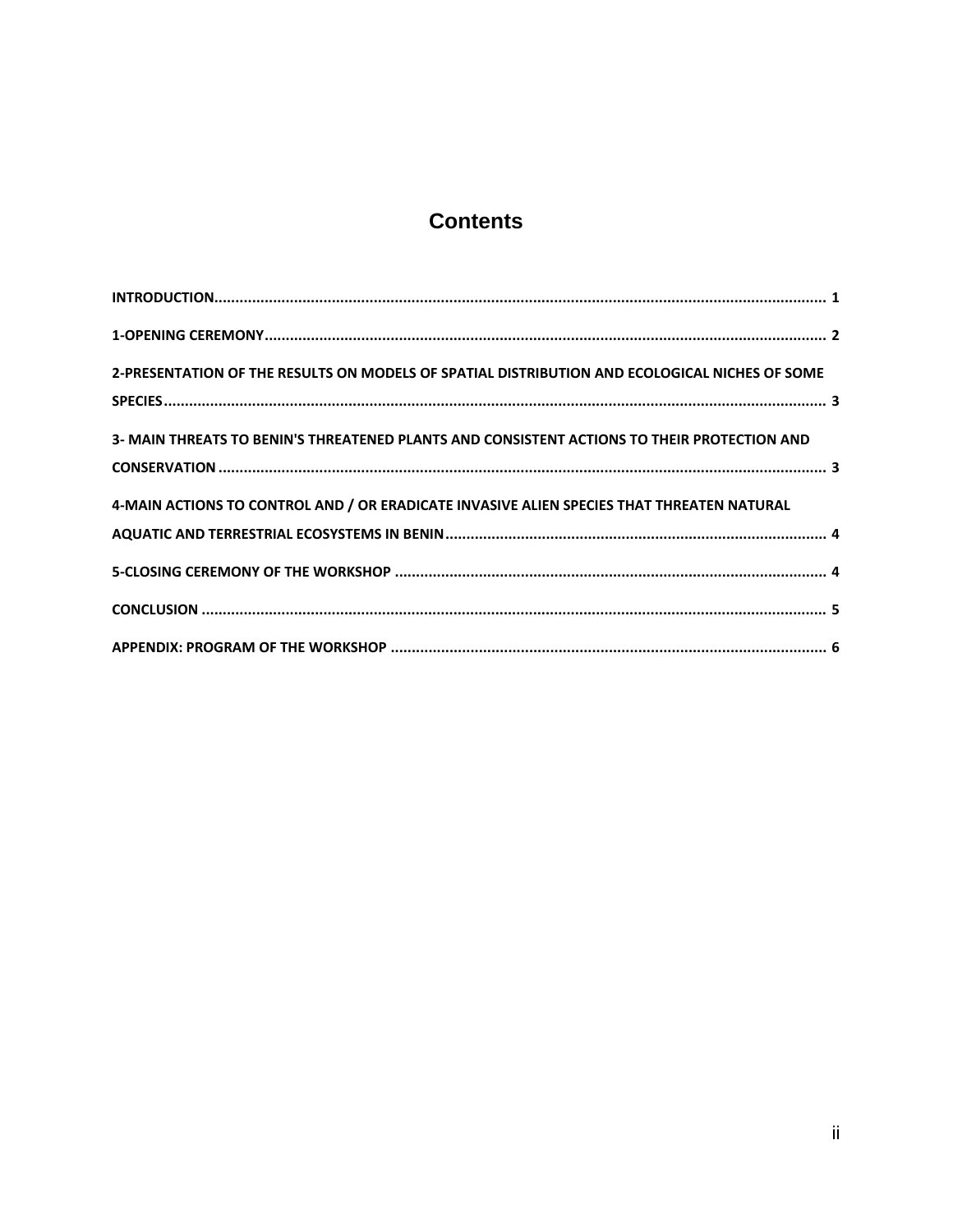# Contents

INTRODUCTION ........................................................................ 1

1-OPENING CEREMONY ........................................................................ 2

2-PRESENTATION OF THE RESULTS ON MODELS OF SPATIAL DISTRIBUTION AND ECOLOGICAL NICHES OF SOME SPECIES ........................................................................ 3

3- MAIN THREATS TO BENIN'S THREATENED PLANTS AND CONSISTENT ACTIONS TO THEIR PROTECTION AND CONSERVATION ........................................................................ 3

4-MAIN ACTIONS TO CONTROL AND / OR ERADICATE INVASIVE ALIEN SPECIES THAT THREATEN NATURAL AQUATIC AND TERRESTRIAL ECOSYSTEMS IN BENIN ........................................................................ 4

5-CLOSING CEREMONY OF THE WORKSHOP ........................................................................ 4

CONCLUSION ........................................................................ 5

APPENDIX: PROGRAM OF THE WORKSHOP ........................................................................ 6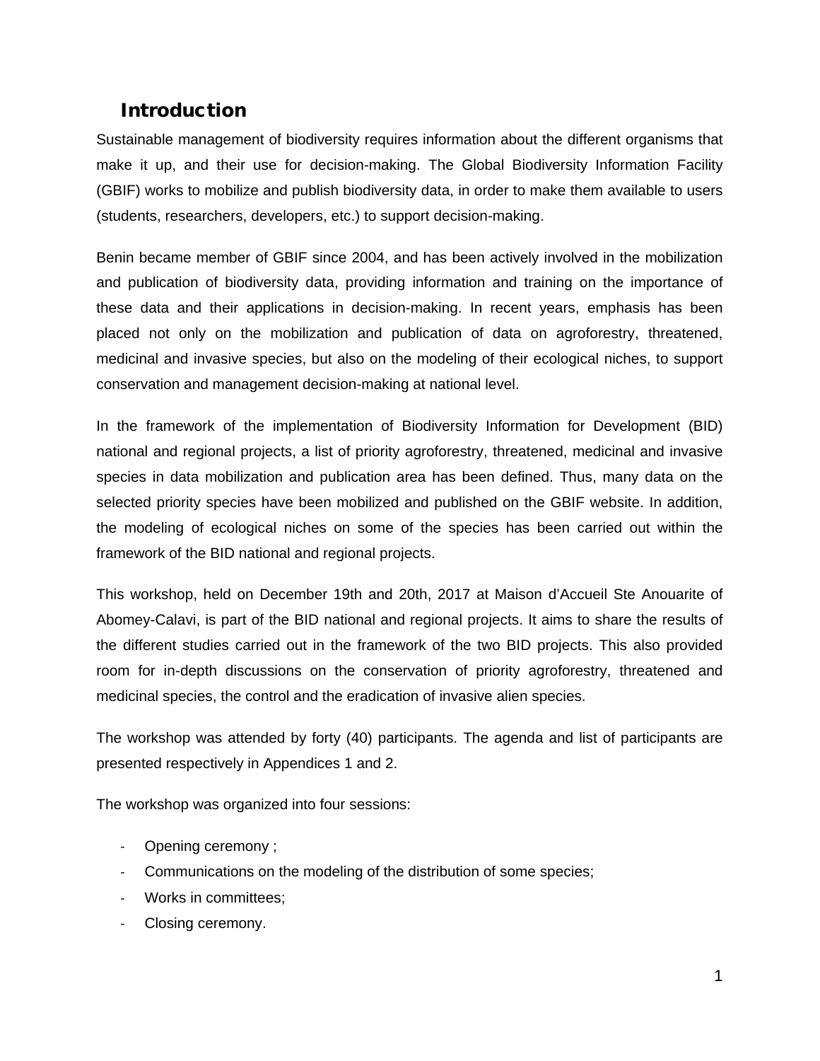# Introduction

Sustainable management of biodiversity requires information about the different organisms that make it up, and their use for decision-making. The Global Biodiversity Information Facility (GBIF) works to mobilize and publish biodiversity data, in order to make them available to users (students, researchers, developers, etc.) to support decision-making.

Benin became member of GBIF since 2004, and has been actively involved in the mobilization and publication of biodiversity data, providing information and training on the importance of these data and their applications in decision-making. In recent years, emphasis has been placed not only on the mobilization and publication of data on agroforestry, threatened, medicinal and invasive species, but also on the modeling of their ecological niches, to support conservation and management decision-making at national level.

In the framework of the implementation of Biodiversity Information for Development (BID) national and regional projects, a list of priority agroforestry, threatened, medicinal and invasive species in data mobilization and publication area has been defined. Thus, many data on the selected priority species have been mobilized and published on the GBIF website. In addition, the modeling of ecological niches on some of the species has been carried out within the framework of the BID national and regional projects.

This workshop, held on December 19th and 20th, 2017 at Maison d'Accueil Ste Anouarite of Abomey-Calavi, is part of the BID national and regional projects. It aims to share the results of the different studies carried out in the framework of the two BID projects. This also provided room for in-depth discussions on the conservation of priority agroforestry, threatened and medicinal species, the control and the eradication of invasive alien species.

The workshop was attended by forty (40) participants. The agenda and list of participants are presented respectively in Appendices 1 and 2.

The workshop was organized into four sessions:

- Opening ceremony ;
- Communications on the modeling of the distribution of some species;
- Works in committees;
- Closing ceremony.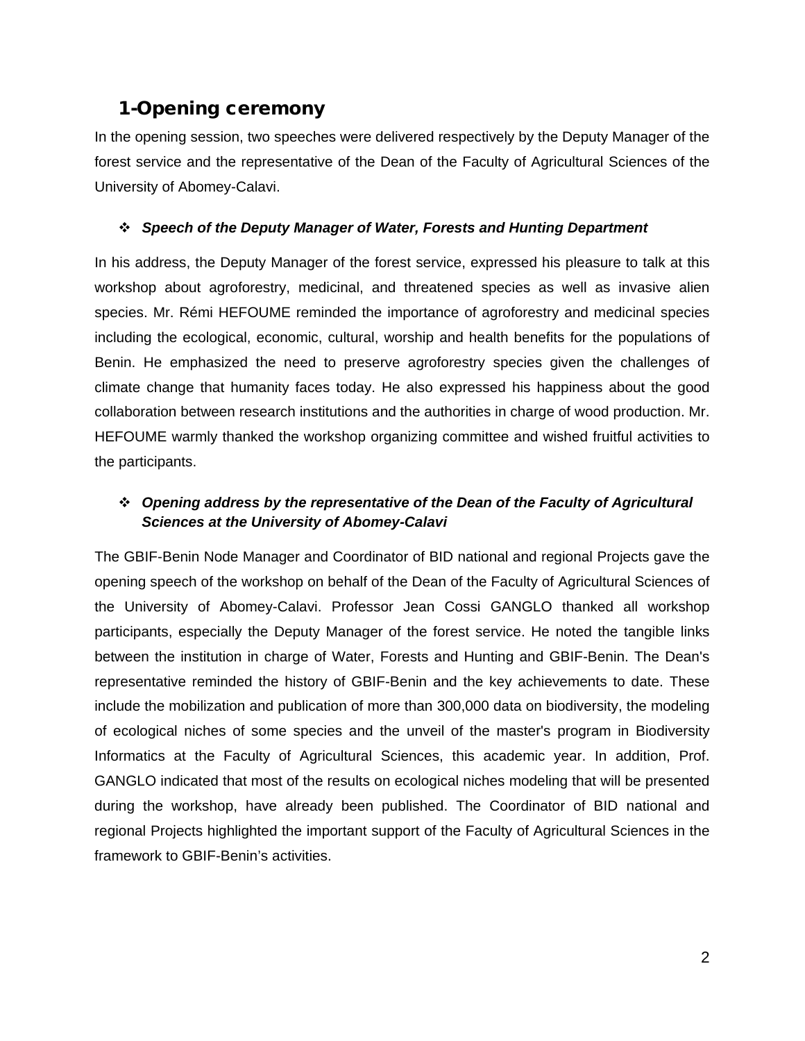## 1-Opening ceremony

In the opening session, two speeches were delivered respectively by the Deputy Manager of the forest service and the representative of the Dean of the Faculty of Agricultural Sciences of the University of Abomey-Calavi.

- ***Speech of the Deputy Manager of Water, Forests and Hunting Department***

In his address, the Deputy Manager of the forest service, expressed his pleasure to talk at this workshop about agroforestry, medicinal, and threatened species as well as invasive alien species. Mr. Rémi HEFOUME reminded the importance of agroforestry and medicinal species including the ecological, economic, cultural, worship and health benefits for the populations of Benin. He emphasized the need to preserve agroforestry species given the challenges of climate change that humanity faces today. He also expressed his happiness about the good collaboration between research institutions and the authorities in charge of wood production. Mr. HEFOUME warmly thanked the workshop organizing committee and wished fruitful activities to the participants.

- ***Opening address by the representative of the Dean of the Faculty of Agricultural Sciences at the University of Abomey-Calavi***

The GBIF-Benin Node Manager and Coordinator of BID national and regional Projects gave the opening speech of the workshop on behalf of the Dean of the Faculty of Agricultural Sciences of the University of Abomey-Calavi. Professor Jean Cossi GANGLO thanked all workshop participants, especially the Deputy Manager of the forest service. He noted the tangible links between the institution in charge of Water, Forests and Hunting and GBIF-Benin. The Dean's representative reminded the history of GBIF-Benin and the key achievements to date. These include the mobilization and publication of more than 300,000 data on biodiversity, the modeling of ecological niches of some species and the unveil of the master's program in Biodiversity Informatics at the Faculty of Agricultural Sciences, this academic year. In addition, Prof. GANGLO indicated that most of the results on ecological niches modeling that will be presented during the workshop, have already been published. The Coordinator of BID national and regional Projects highlighted the important support of the Faculty of Agricultural Sciences in the framework to GBIF-Benin's activities.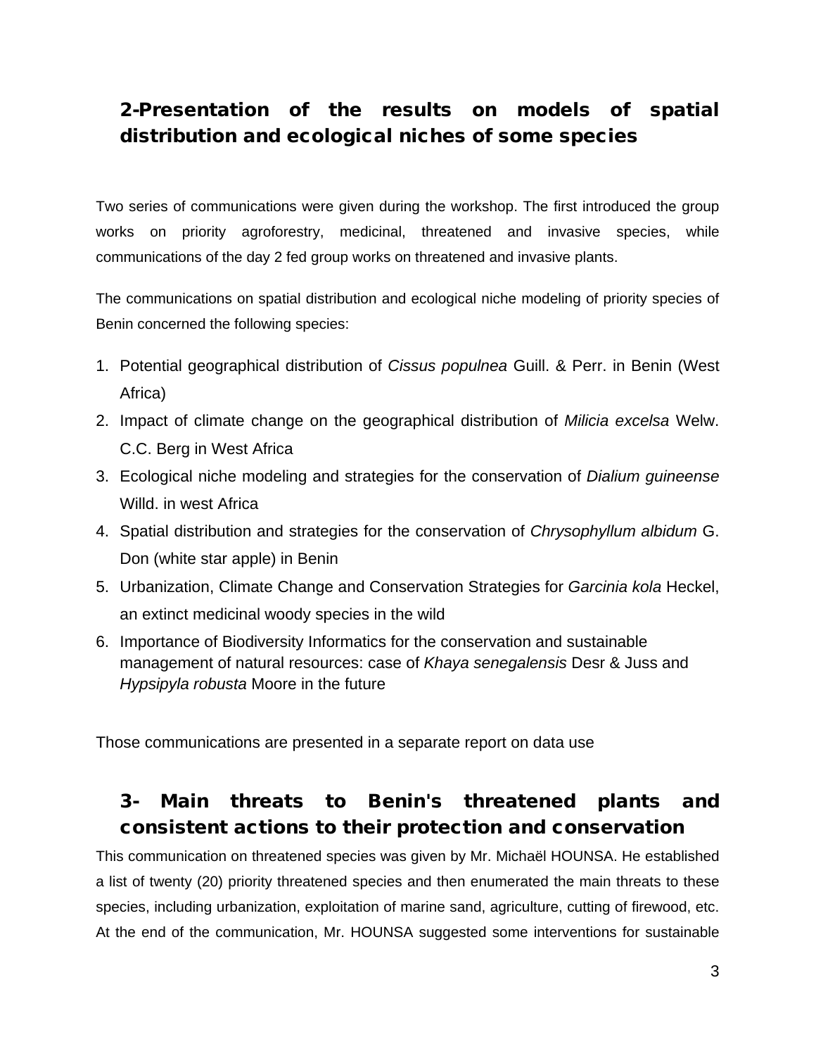## 2-Presentation of the results on models of spatial distribution and ecological niches of some species

Two series of communications were given during the workshop. The first introduced the group works on priority agroforestry, medicinal, threatened and invasive species, while communications of the day 2 fed group works on threatened and invasive plants.

The communications on spatial distribution and ecological niche modeling of priority species of Benin concerned the following species:

1. Potential geographical distribution of *Cissus populnea* Guill. & Perr. in Benin (West Africa)
2. Impact of climate change on the geographical distribution of *Milicia excelsa* Welw. C.C. Berg in West Africa
3. Ecological niche modeling and strategies for the conservation of *Dialium guineense* Willd. in west Africa
4. Spatial distribution and strategies for the conservation of *Chrysophyllum albidum* G. Don (white star apple) in Benin
5. Urbanization, Climate Change and Conservation Strategies for *Garcinia kola* Heckel, an extinct medicinal woody species in the wild
6. Importance of Biodiversity Informatics for the conservation and sustainable management of natural resources: case of *Khaya senegalensis* Desr & Juss and *Hypsipyla robusta* Moore in the future

Those communications are presented in a separate report on data use

## 3- Main threats to Benin's threatened plants and consistent actions to their protection and conservation

This communication on threatened species was given by Mr. Michaël HOUNSA. He established a list of twenty (20) priority threatened species and then enumerated the main threats to these species, including urbanization, exploitation of marine sand, agriculture, cutting of firewood, etc. At the end of the communication, Mr. HOUNSA suggested some interventions for sustainable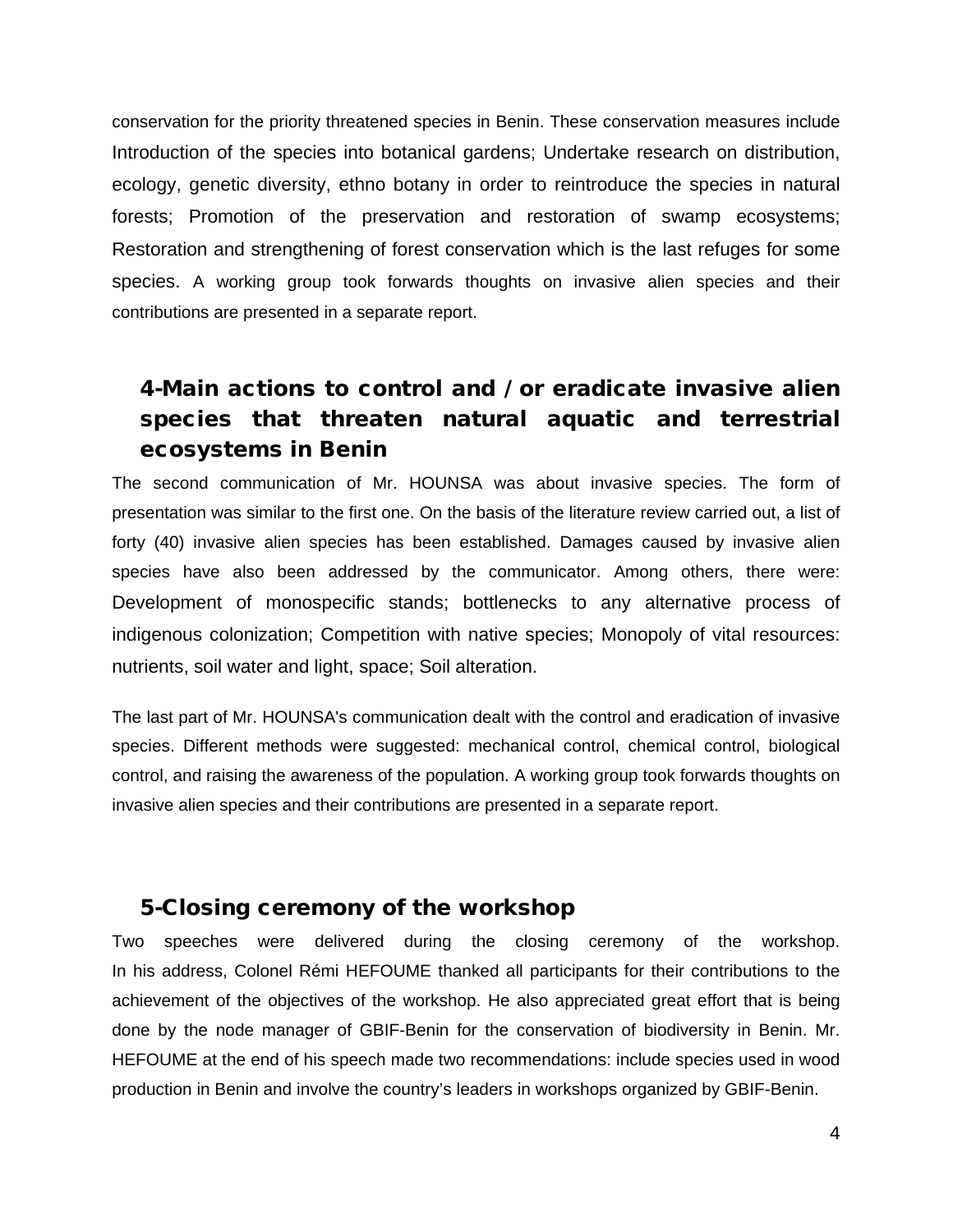conservation for the priority threatened species in Benin. These conservation measures include Introduction of the species into botanical gardens; Undertake research on distribution, ecology, genetic diversity, ethno botany in order to reintroduce the species in natural forests; Promotion of the preservation and restoration of swamp ecosystems; Restoration and strengthening of forest conservation which is the last refuges for some species. A working group took forwards thoughts on invasive alien species and their contributions are presented in a separate report.

## 4-Main actions to control and / or eradicate invasive alien species that threaten natural aquatic and terrestrial ecosystems in Benin

The second communication of Mr. HOUNSA was about invasive species. The form of presentation was similar to the first one. On the basis of the literature review carried out, a list of forty (40) invasive alien species has been established. Damages caused by invasive alien species have also been addressed by the communicator. Among others, there were: Development of monospecific stands; bottlenecks to any alternative process of indigenous colonization; Competition with native species; Monopoly of vital resources: nutrients, soil water and light, space; Soil alteration.

The last part of Mr. HOUNSA's communication dealt with the control and eradication of invasive species. Different methods were suggested: mechanical control, chemical control, biological control, and raising the awareness of the population. A working group took forwards thoughts on invasive alien species and their contributions are presented in a separate report.

## 5-Closing ceremony of the workshop

Two speeches were delivered during the closing ceremony of the workshop. In his address, Colonel Rémi HEFOUME thanked all participants for their contributions to the achievement of the objectives of the workshop. He also appreciated great effort that is being done by the node manager of GBIF-Benin for the conservation of biodiversity in Benin. Mr. HEFOUME at the end of his speech made two recommendations: include species used in wood production in Benin and involve the country's leaders in workshops organized by GBIF-Benin.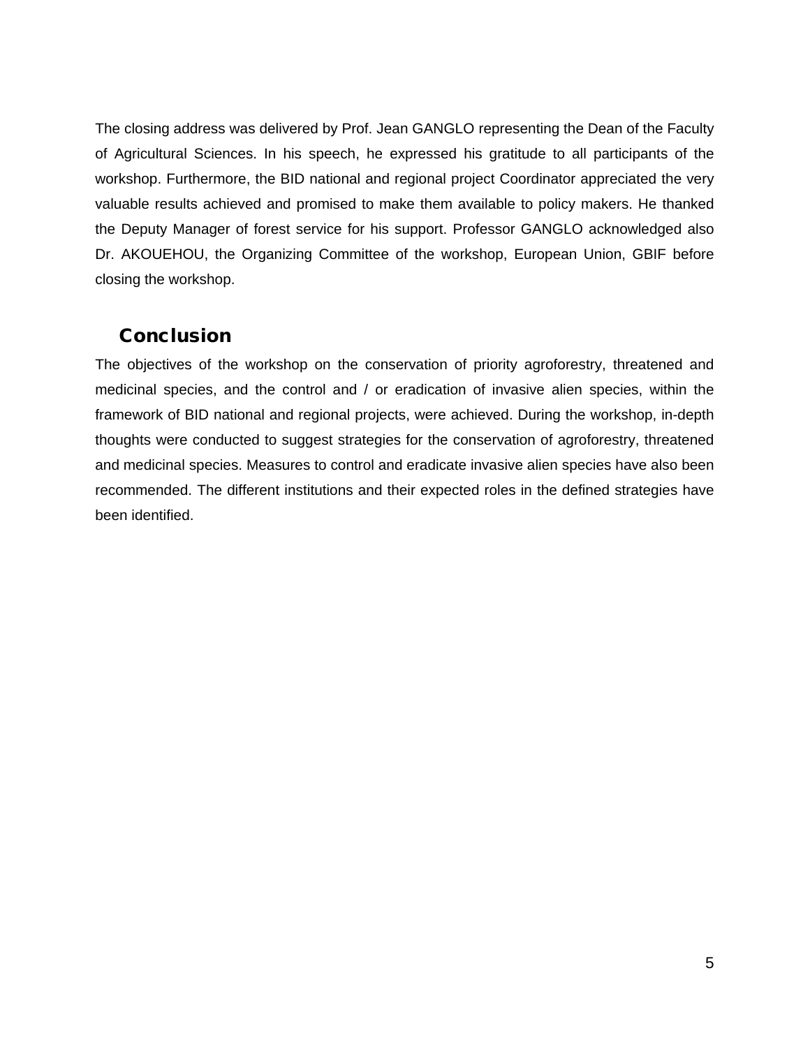The closing address was delivered by Prof. Jean GANGLO representing the Dean of the Faculty of Agricultural Sciences. In his speech, he expressed his gratitude to all participants of the workshop. Furthermore, the BID national and regional project Coordinator appreciated the very valuable results achieved and promised to make them available to policy makers. He thanked the Deputy Manager of forest service for his support. Professor GANGLO acknowledged also Dr. AKOUEHOU, the Organizing Committee of the workshop, European Union, GBIF before closing the workshop.

## Conclusion

The objectives of the workshop on the conservation of priority agroforestry, threatened and medicinal species, and the control and / or eradication of invasive alien species, within the framework of BID national and regional projects, were achieved. During the workshop, in-depth thoughts were conducted to suggest strategies for the conservation of agroforestry, threatened and medicinal species. Measures to control and eradicate invasive alien species have also been recommended. The different institutions and their expected roles in the defined strategies have been identified.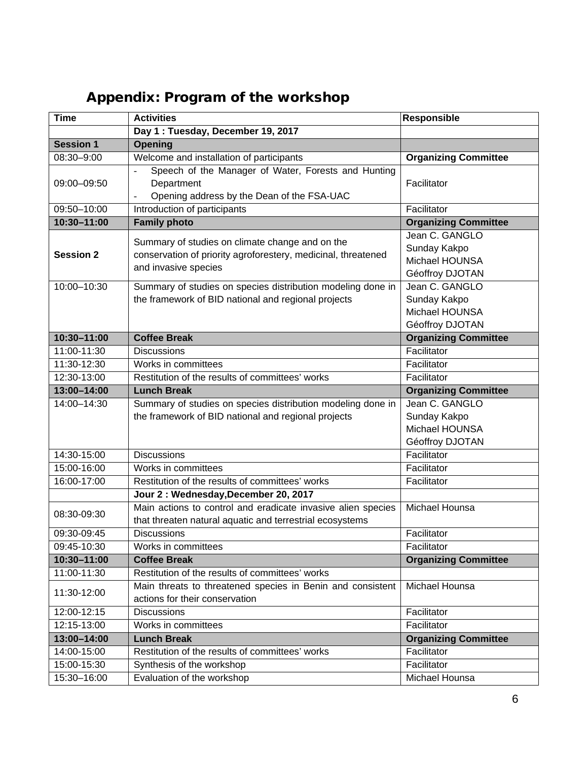## Appendix: Program of the workshop

| Time | Activities | Responsible |
|---|---|---|
| | **Day 1 : Tuesday, December 19, 2017** | |
| **Session 1** | **Opening** | |
| 08:30–9:00 | Welcome and installation of participants | **Organizing Committee** |
| 09:00–09:50 | - Speech of the Manager of Water, Forests and Hunting Department<br>- Opening address by the Dean of the FSA-UAC | Facilitator |
| 09:50–10:00 | Introduction of participants | Facilitator |
| **10:30–11:00** | **Family photo** | **Organizing Committee** |
| **Session 2** | Summary of studies on climate change and on the conservation of priority agroforestery, medicinal, threatened and invasive species | Jean C. GANGLO<br>Sunday Kakpo<br>Michael HOUNSA<br>Géoffroy DJOTAN |
| 10:00–10:30 | Summary of studies on species distribution modeling done in the framework of BID national and regional projects | Jean C. GANGLO<br>Sunday Kakpo<br>Michael HOUNSA<br>Géoffroy DJOTAN |
| **10:30–11:00** | **Coffee Break** | **Organizing Committee** |
| 11:00-11:30 | Discussions | Facilitator |
| 11:30-12:30 | Works in committees | Facilitator |
| 12:30-13:00 | Restitution of the results of committees' works | Facilitator |
| **13:00–14:00** | **Lunch Break** | **Organizing Committee** |
| 14:00–14:30 | Summary of studies on species distribution modeling done in the framework of BID national and regional projects | Jean C. GANGLO<br>Sunday Kakpo<br>Michael HOUNSA<br>Géoffroy DJOTAN |
| 14:30-15:00 | Discussions | Facilitator |
| 15:00-16:00 | Works in committees | Facilitator |
| 16:00-17:00 | Restitution of the results of committees' works | Facilitator |
| | **Jour 2 : Wednesday,December 20, 2017** | |
| 08:30-09:30 | Main actions to control and eradicate invasive alien species that threaten natural aquatic and terrestrial ecosystems | Michael Hounsa |
| 09:30-09:45 | Discussions | Facilitator |
| 09:45-10:30 | Works in committees | Facilitator |
| **10:30–11:00** | **Coffee Break** | **Organizing Committee** |
| 11:00-11:30 | Restitution of the results of committees' works | |
| 11:30-12:00 | Main threats to threatened species in Benin and consistent actions for their conservation | Michael Hounsa |
| 12:00-12:15 | Discussions | Facilitator |
| 12:15-13:00 | Works in committees | Facilitator |
| **13:00–14:00** | **Lunch Break** | **Organizing Committee** |
| 14:00-15:00 | Restitution of the results of committees' works | Facilitator |
| 15:00-15:30 | Synthesis of the workshop | Facilitator |
| 15:30–16:00 | Evaluation of the workshop | Michael Hounsa |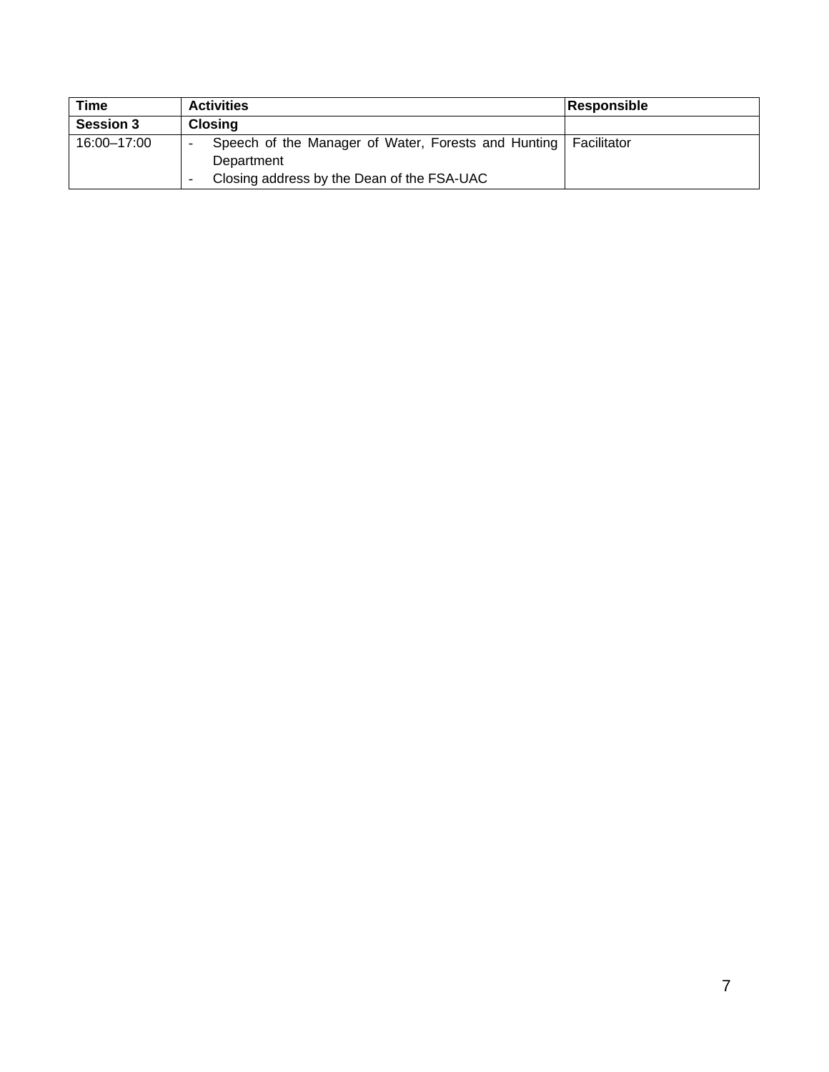| Time | Activities | Responsible |
|---|---|---|
| **Session 3** | **Closing** | |
| 16:00–17:00 | - Speech of the Manager of Water, Forests and Hunting Department<br>- Closing address by the Dean of the FSA-UAC | Facilitator |